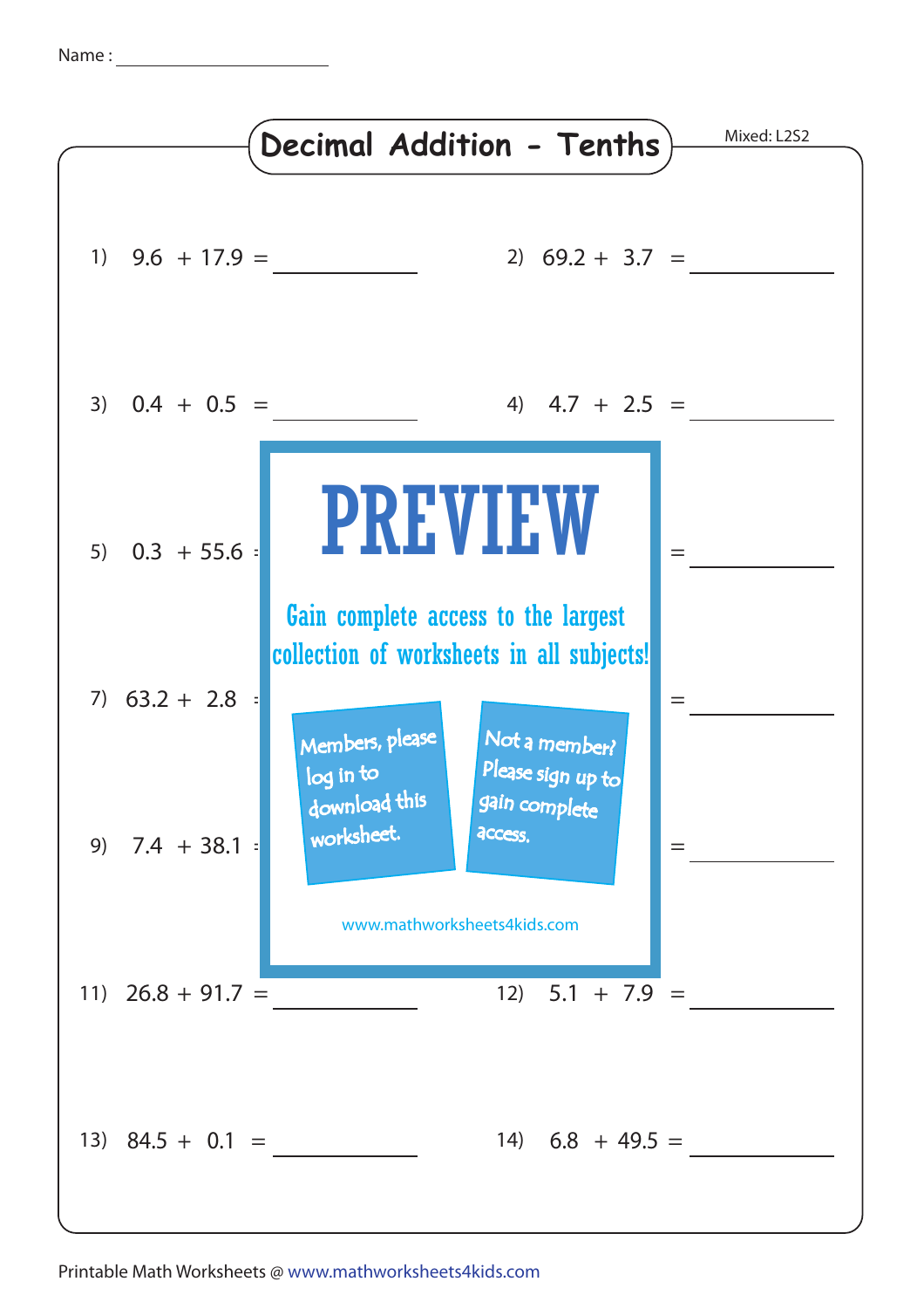Name : ____________________

# Decimal Addition - Tenths

Mixed: L2S2

1) $9.6 + 17.9 =$ ____________

2) $69.2 + 3.7 =$ ____________

3) $0.4 + 0.5 =$ ____________

4) $4.7 + 2.5 =$ ____________

5) $0.3 + 55.6 =$ ____________

6) $=$ ____________

7) $63.2 + 2.8 =$ ____________

8) $=$ ____________

9) $7.4 + 38.1 =$ ____________

10) $=$ ____________

11) $26.8 + 91.7 =$ ____________

12) $5.1 + 7.9 =$ ____________

13) $84.5 + 0.1 =$ ____________

14) $6.8 + 49.5 =$ ____________

PREVIEW

Gain complete access to the largest collection of worksheets in all subjects!

Members, please log in to download this worksheet.

Not a member? Please sign up to gain complete access.

www.mathworksheets4kids.com

Printable Math Worksheets @ www.mathworksheets4kids.com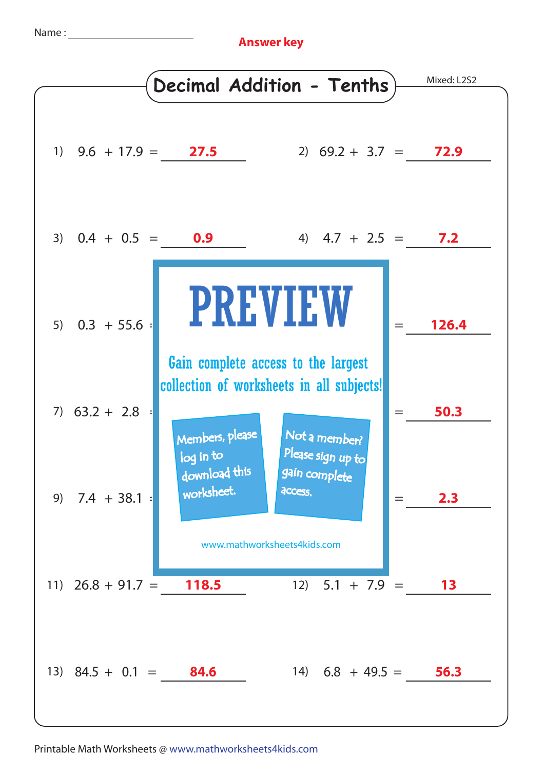Name : ______________________

**Answer key**

# Decimal Addition - Tenths

Mixed: L2S2

1) 9.6 + 17.9 = **27.5**

2) 69.2 + 3.7 = **72.9**

3) 0.4 + 0.5 = **0.9**

4) 4.7 + 2.5 = **7.2**

5) 0.3 + 55.6 =

6) = **126.4**

7) 63.2 + 2.8 =

8) = **50.3**

9) 7.4 + 38.1 =

10) = **2.3**

11) 26.8 + 91.7 = **118.5**

12) 5.1 + 7.9 = **13**

13) 84.5 + 0.1 = **84.6**

14) 6.8 + 49.5 = **56.3**

PREVIEW

Gain complete access to the largest collection of worksheets in all subjects!

Members, please log in to download this worksheet.

Not a member? Please sign up to gain complete access.

www.mathworksheets4kids.com

Printable Math Worksheets @ www.mathworksheets4kids.com